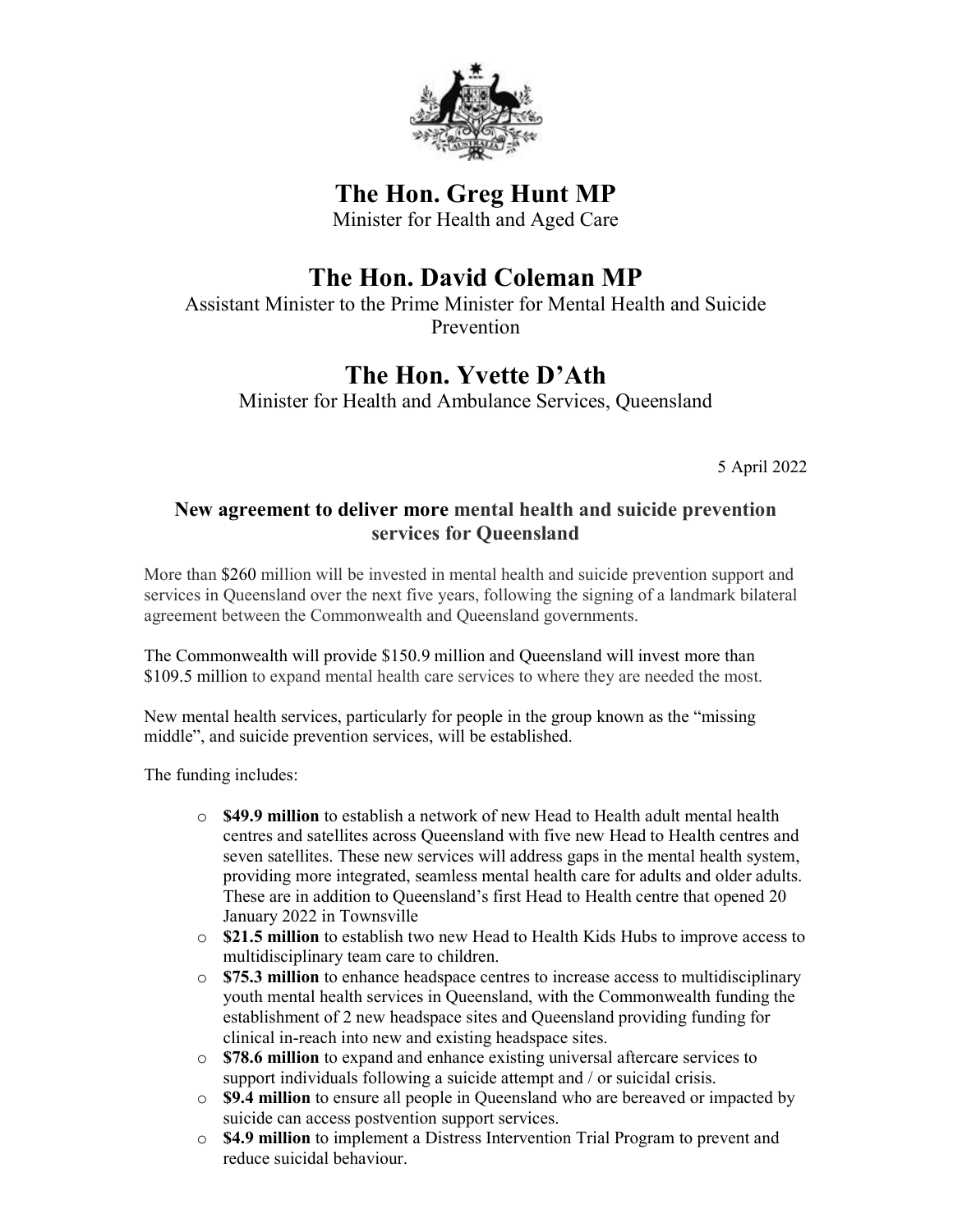# The Hon. Greg Hunt MP

Minister for Health and Aged Care

# The Hon. David Coleman MP

Assistant Minister to the Prime Minister for Mental Health and Suicide Prevention

# The Hon. Yvette D'Ath

Minister for Health and Ambulance Services, Queensland

5 April 2022

## New agreement to deliver more mental health and suicide prevention services for Queensland

More than $260 million will be invested in mental health and suicide prevention support and services in Queensland over the next five years, following the signing of a landmark bilateral agreement between the Commonwealth and Queensland governments.

The Commonwealth will provide $150.9 million and Queensland will invest more than $109.5 million to expand mental health care services to where they are needed the most.

New mental health services, particularly for people in the group known as the "missing middle", and suicide prevention services, will be established.

The funding includes:

- **$49.9 million** to establish a network of new Head to Health adult mental health centres and satellites across Queensland with five new Head to Health centres and seven satellites. These new services will address gaps in the mental health system, providing more integrated, seamless mental health care for adults and older adults. These are in addition to Queensland's first Head to Health centre that opened 20 January 2022 in Townsville
- **$21.5 million** to establish two new Head to Health Kids Hubs to improve access to multidisciplinary team care to children.
- **$75.3 million** to enhance headspace centres to increase access to multidisciplinary youth mental health services in Queensland, with the Commonwealth funding the establishment of 2 new headspace sites and Queensland providing funding for clinical in-reach into new and existing headspace sites.
- **$78.6 million** to expand and enhance existing universal aftercare services to support individuals following a suicide attempt and / or suicidal crisis.
- **$9.4 million** to ensure all people in Queensland who are bereaved or impacted by suicide can access postvention support services.
- **$4.9 million** to implement a Distress Intervention Trial Program to prevent and reduce suicidal behaviour.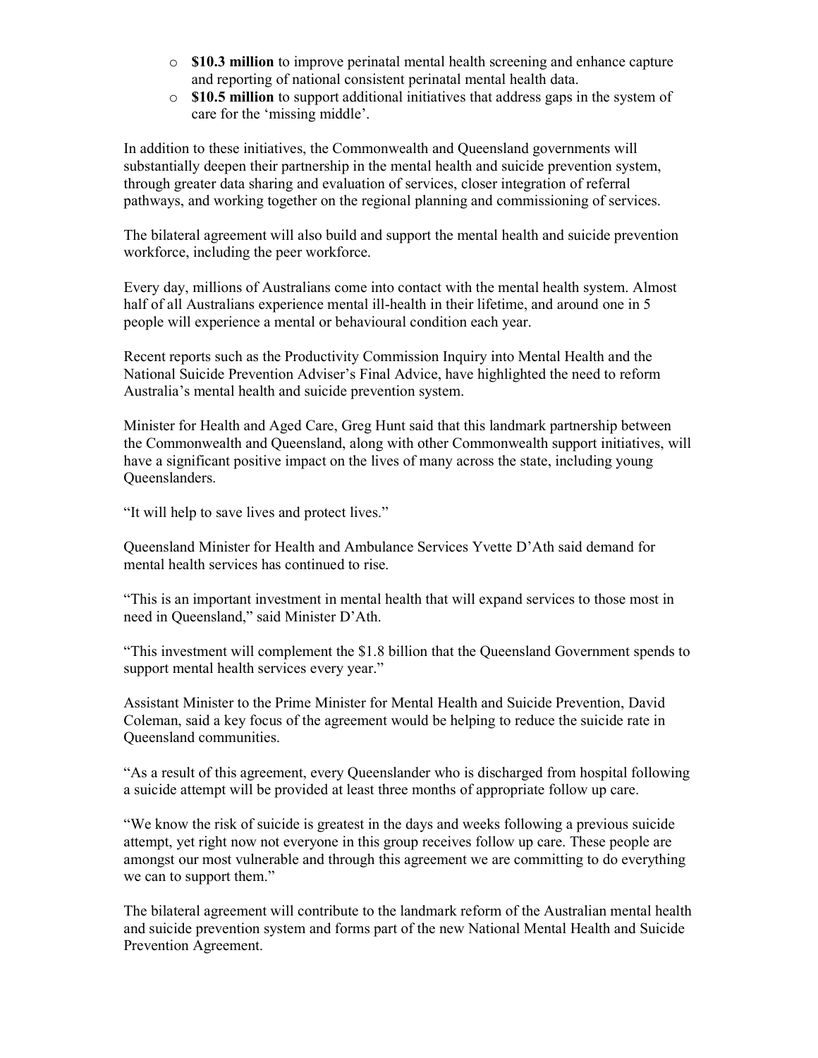- **$10.3 million** to improve perinatal mental health screening and enhance capture and reporting of national consistent perinatal mental health data.
- **$10.5 million** to support additional initiatives that address gaps in the system of care for the 'missing middle'.

In addition to these initiatives, the Commonwealth and Queensland governments will substantially deepen their partnership in the mental health and suicide prevention system, through greater data sharing and evaluation of services, closer integration of referral pathways, and working together on the regional planning and commissioning of services.

The bilateral agreement will also build and support the mental health and suicide prevention workforce, including the peer workforce.

Every day, millions of Australians come into contact with the mental health system. Almost half of all Australians experience mental ill-health in their lifetime, and around one in 5 people will experience a mental or behavioural condition each year.

Recent reports such as the Productivity Commission Inquiry into Mental Health and the National Suicide Prevention Adviser's Final Advice, have highlighted the need to reform Australia's mental health and suicide prevention system.

Minister for Health and Aged Care, Greg Hunt said that this landmark partnership between the Commonwealth and Queensland, along with other Commonwealth support initiatives, will have a significant positive impact on the lives of many across the state, including young Queenslanders.

"It will help to save lives and protect lives."

Queensland Minister for Health and Ambulance Services Yvette D'Ath said demand for mental health services has continued to rise.

"This is an important investment in mental health that will expand services to those most in need in Queensland," said Minister D'Ath.

"This investment will complement the $1.8 billion that the Queensland Government spends to support mental health services every year."

Assistant Minister to the Prime Minister for Mental Health and Suicide Prevention, David Coleman, said a key focus of the agreement would be helping to reduce the suicide rate in Queensland communities.

"As a result of this agreement, every Queenslander who is discharged from hospital following a suicide attempt will be provided at least three months of appropriate follow up care.

"We know the risk of suicide is greatest in the days and weeks following a previous suicide attempt, yet right now not everyone in this group receives follow up care. These people are amongst our most vulnerable and through this agreement we are committing to do everything we can to support them."

The bilateral agreement will contribute to the landmark reform of the Australian mental health and suicide prevention system and forms part of the new National Mental Health and Suicide Prevention Agreement.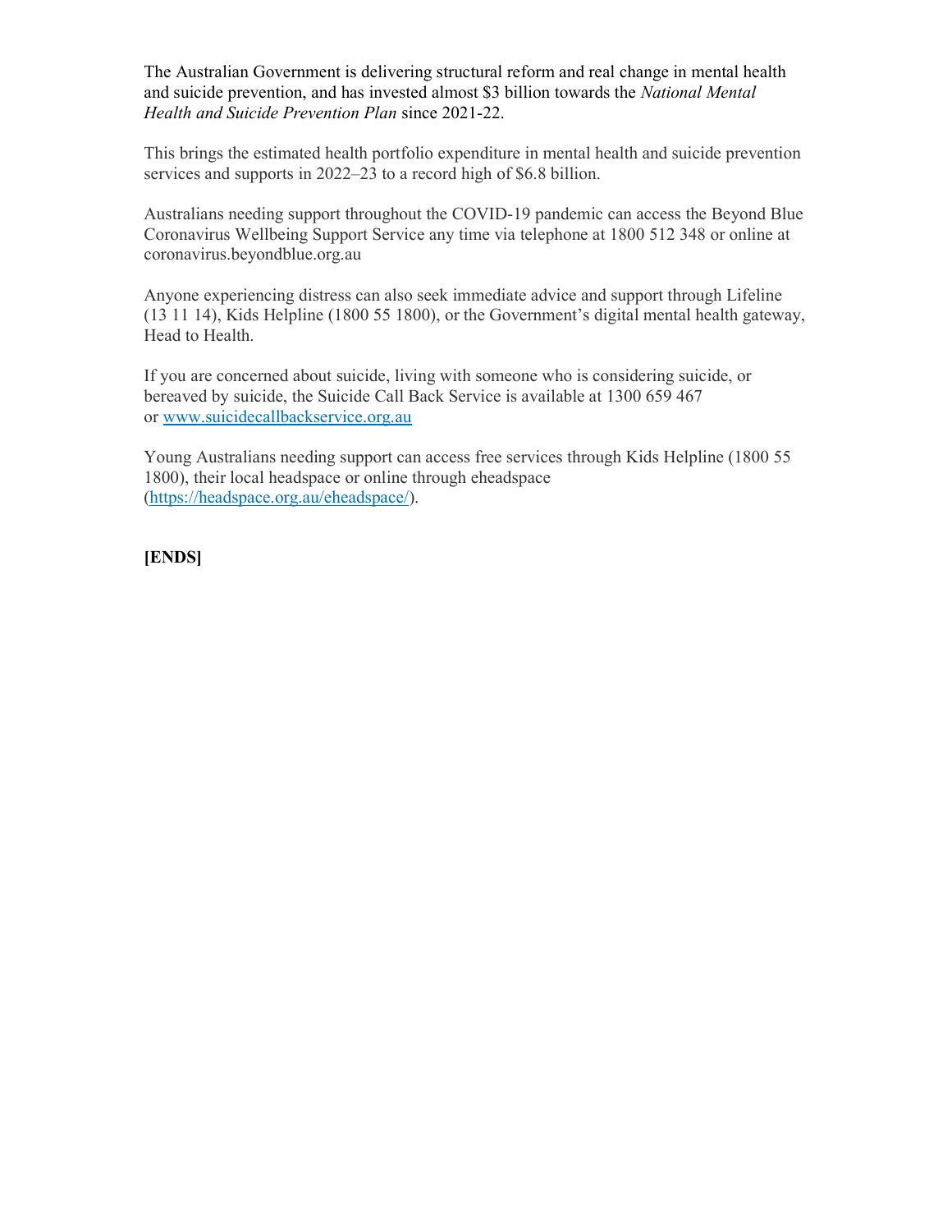The Australian Government is delivering structural reform and real change in mental health and suicide prevention, and has invested almost $3 billion towards the *National Mental Health and Suicide Prevention Plan* since 2021-22.

This brings the estimated health portfolio expenditure in mental health and suicide prevention services and supports in 2022–23 to a record high of $6.8 billion.

Australians needing support throughout the COVID-19 pandemic can access the Beyond Blue Coronavirus Wellbeing Support Service any time via telephone at 1800 512 348 or online at coronavirus.beyondblue.org.au

Anyone experiencing distress can also seek immediate advice and support through Lifeline (13 11 14), Kids Helpline (1800 55 1800), or the Government's digital mental health gateway, Head to Health.

If you are concerned about suicide, living with someone who is considering suicide, or bereaved by suicide, the Suicide Call Back Service is available at 1300 659 467 or [www.suicidecallbackservice.org.au](http://www.suicidecallbackservice.org.au)

Young Australians needing support can access free services through Kids Helpline (1800 55 1800), their local headspace or online through eheadspace ([https://headspace.org.au/eheadspace/](https://headspace.org.au/eheadspace/)).

**[ENDS]**